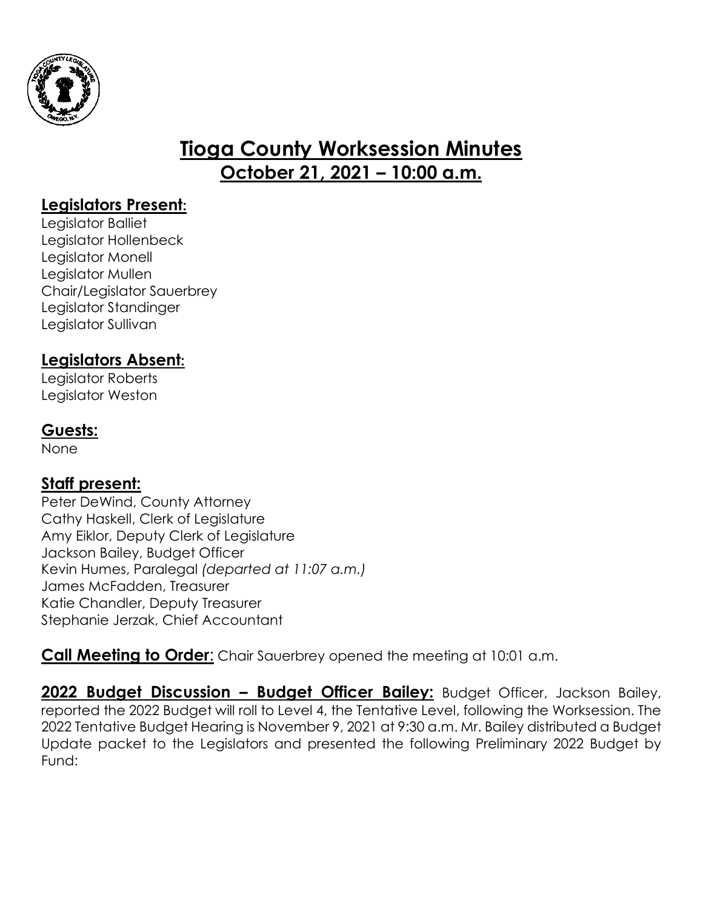# Tioga County Worksession Minutes
## October 21, 2021 – 10:00 a.m.

### Legislators Present:

Legislator Balliet
Legislator Hollenbeck
Legislator Monell
Legislator Mullen
Chair/Legislator Sauerbrey
Legislator Standinger
Legislator Sullivan

### Legislators Absent:

Legislator Roberts
Legislator Weston

### Guests:

None

### Staff present:

Peter DeWind, County Attorney
Cathy Haskell, Clerk of Legislature
Amy Eiklor, Deputy Clerk of Legislature
Jackson Bailey, Budget Officer
Kevin Humes, Paralegal *(departed at 11:07 a.m.)*
James McFadden, Treasurer
Katie Chandler, Deputy Treasurer
Stephanie Jerzak, Chief Accountant

**Call Meeting to Order**: Chair Sauerbrey opened the meeting at 10:01 a.m.

**2022 Budget Discussion – Budget Officer Bailey:** Budget Officer, Jackson Bailey, reported the 2022 Budget will roll to Level 4, the Tentative Level, following the Worksession. The 2022 Tentative Budget Hearing is November 9, 2021 at 9:30 a.m. Mr. Bailey distributed a Budget Update packet to the Legislators and presented the following Preliminary 2022 Budget by Fund: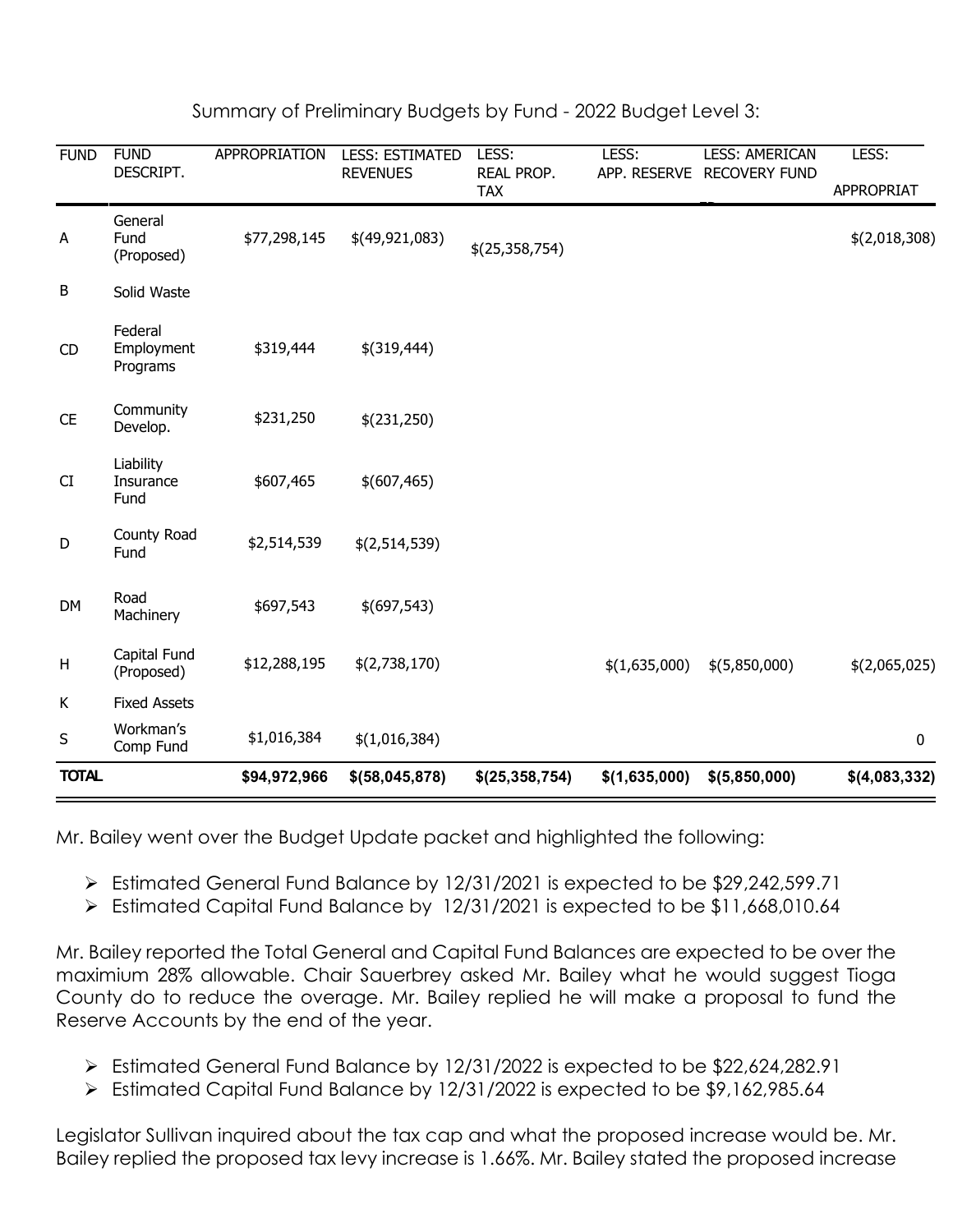Summary of Preliminary Budgets by Fund - 2022 Budget Level 3:

| FUND | FUND DESCRIPT. | APPROPRIATION | LESS: ESTIMATED REVENUES | LESS: REAL PROP. TAX | LESS: APP. RESERVE | LESS: AMERICAN RECOVERY FUND | LESS: APPROPRIAT |
|---|---|---|---|---|---|---|---|
| A | General Fund (Proposed) | $77,298,145 | $(49,921,083) | $(25,358,754) | | | $(2,018,308) |
| B | Solid Waste | | | | | | |
| CD | Federal Employment Programs | $319,444 | $(319,444) | | | | |
| CE | Community Develop. | $231,250 | $(231,250) | | | | |
| CI | Liability Insurance Fund | $607,465 | $(607,465) | | | | |
| D | County Road Fund | $2,514,539 | $(2,514,539) | | | | |
| DM | Road Machinery | $697,543 | $(697,543) | | | | |
| H | Capital Fund (Proposed) | $12,288,195 | $(2,738,170) | | $(1,635,000) | $(5,850,000) | $(2,065,025) |
| K | Fixed Assets | | | | | | |
| S | Workman's Comp Fund | $1,016,384 | $(1,016,384) | | | | 0 |
| **TOTAL** | | **$94,972,966** | **$(58,045,878)** | **$(25,358,754)** | **$(1,635,000)** | **$(5,850,000)** | **$(4,083,332)** |

Mr. Bailey went over the Budget Update packet and highlighted the following:

- Estimated General Fund Balance by 12/31/2021 is expected to be $29,242,599.71
- Estimated Capital Fund Balance by 12/31/2021 is expected to be $11,668,010.64

Mr. Bailey reported the Total General and Capital Fund Balances are expected to be over the maximium 28% allowable. Chair Sauerbrey asked Mr. Bailey what he would suggest Tioga County do to reduce the overage. Mr. Bailey replied he will make a proposal to fund the Reserve Accounts by the end of the year.

- Estimated General Fund Balance by 12/31/2022 is expected to be $22,624,282.91
- Estimated Capital Fund Balance by 12/31/2022 is expected to be $9,162,985.64

Legislator Sullivan inquired about the tax cap and what the proposed increase would be. Mr. Bailey replied the proposed tax levy increase is 1.66%. Mr. Bailey stated the proposed increase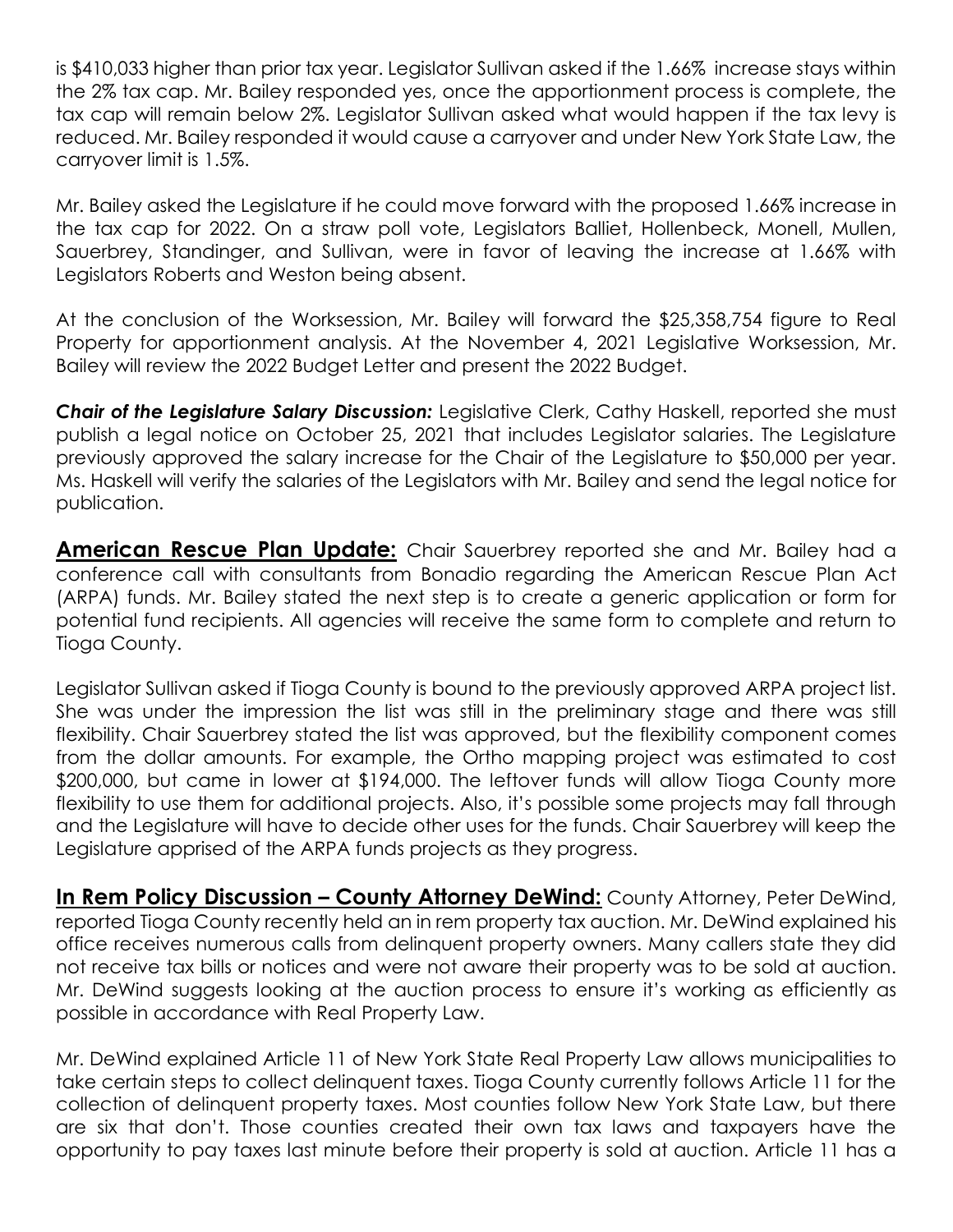is $410,033 higher than prior tax year. Legislator Sullivan asked if the 1.66% increase stays within the 2% tax cap. Mr. Bailey responded yes, once the apportionment process is complete, the tax cap will remain below 2%. Legislator Sullivan asked what would happen if the tax levy is reduced. Mr. Bailey responded it would cause a carryover and under New York State Law, the carryover limit is 1.5%.

Mr. Bailey asked the Legislature if he could move forward with the proposed 1.66% increase in the tax cap for 2022. On a straw poll vote, Legislators Balliet, Hollenbeck, Monell, Mullen, Sauerbrey, Standinger, and Sullivan, were in favor of leaving the increase at 1.66% with Legislators Roberts and Weston being absent.

At the conclusion of the Worksession, Mr. Bailey will forward the $25,358,754 figure to Real Property for apportionment analysis. At the November 4, 2021 Legislative Worksession, Mr. Bailey will review the 2022 Budget Letter and present the 2022 Budget.

***Chair of the Legislature Salary Discussion:*** Legislative Clerk, Cathy Haskell, reported she must publish a legal notice on October 25, 2021 that includes Legislator salaries. The Legislature previously approved the salary increase for the Chair of the Legislature to $50,000 per year. Ms. Haskell will verify the salaries of the Legislators with Mr. Bailey and send the legal notice for publication.

**American Rescue Plan Update:** Chair Sauerbrey reported she and Mr. Bailey had a conference call with consultants from Bonadio regarding the American Rescue Plan Act (ARPA) funds. Mr. Bailey stated the next step is to create a generic application or form for potential fund recipients. All agencies will receive the same form to complete and return to Tioga County.

Legislator Sullivan asked if Tioga County is bound to the previously approved ARPA project list. She was under the impression the list was still in the preliminary stage and there was still flexibility. Chair Sauerbrey stated the list was approved, but the flexibility component comes from the dollar amounts. For example, the Ortho mapping project was estimated to cost $200,000, but came in lower at $194,000. The leftover funds will allow Tioga County more flexibility to use them for additional projects. Also, it's possible some projects may fall through and the Legislature will have to decide other uses for the funds. Chair Sauerbrey will keep the Legislature apprised of the ARPA funds projects as they progress.

**In Rem Policy Discussion – County Attorney DeWind:** County Attorney, Peter DeWind, reported Tioga County recently held an in rem property tax auction. Mr. DeWind explained his office receives numerous calls from delinquent property owners. Many callers state they did not receive tax bills or notices and were not aware their property was to be sold at auction. Mr. DeWind suggests looking at the auction process to ensure it's working as efficiently as possible in accordance with Real Property Law.

Mr. DeWind explained Article 11 of New York State Real Property Law allows municipalities to take certain steps to collect delinquent taxes. Tioga County currently follows Article 11 for the collection of delinquent property taxes. Most counties follow New York State Law, but there are six that don't. Those counties created their own tax laws and taxpayers have the opportunity to pay taxes last minute before their property is sold at auction. Article 11 has a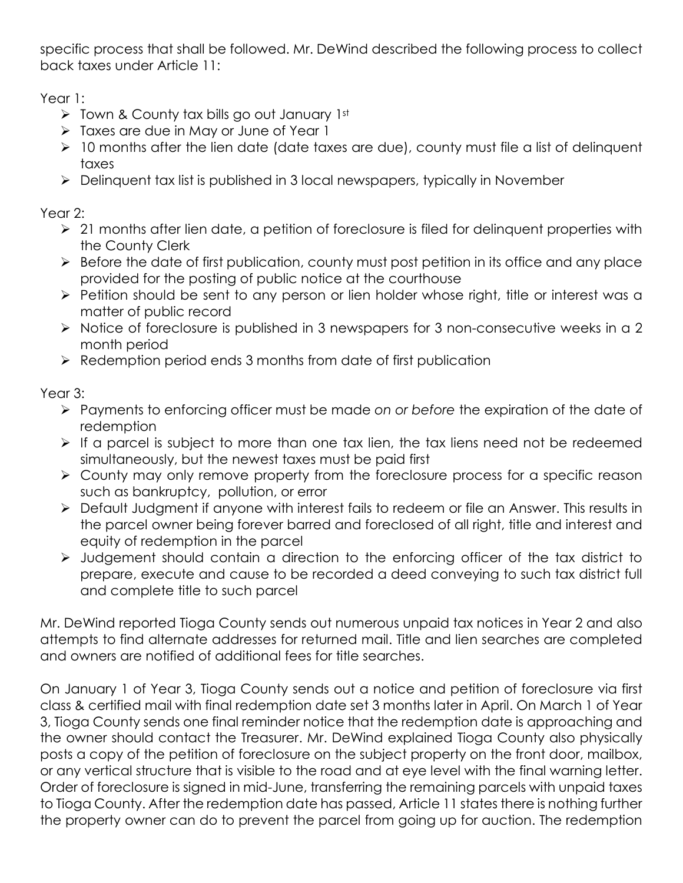specific process that shall be followed. Mr. DeWind described the following process to collect back taxes under Article 11:

Year 1:

- Town & County tax bills go out January 1st
- Taxes are due in May or June of Year 1
- 10 months after the lien date (date taxes are due), county must file a list of delinquent taxes
- Delinquent tax list is published in 3 local newspapers, typically in November

Year 2:

- 21 months after lien date, a petition of foreclosure is filed for delinquent properties with the County Clerk
- Before the date of first publication, county must post petition in its office and any place provided for the posting of public notice at the courthouse
- Petition should be sent to any person or lien holder whose right, title or interest was a matter of public record
- Notice of foreclosure is published in 3 newspapers for 3 non-consecutive weeks in a 2 month period
- Redemption period ends 3 months from date of first publication

Year 3:

- Payments to enforcing officer must be made *on or before* the expiration of the date of redemption
- If a parcel is subject to more than one tax lien, the tax liens need not be redeemed simultaneously, but the newest taxes must be paid first
- County may only remove property from the foreclosure process for a specific reason such as bankruptcy, pollution, or error
- Default Judgment if anyone with interest fails to redeem or file an Answer. This results in the parcel owner being forever barred and foreclosed of all right, title and interest and equity of redemption in the parcel
- Judgement should contain a direction to the enforcing officer of the tax district to prepare, execute and cause to be recorded a deed conveying to such tax district full and complete title to such parcel

Mr. DeWind reported Tioga County sends out numerous unpaid tax notices in Year 2 and also attempts to find alternate addresses for returned mail. Title and lien searches are completed and owners are notified of additional fees for title searches.

On January 1 of Year 3, Tioga County sends out a notice and petition of foreclosure via first class & certified mail with final redemption date set 3 months later in April. On March 1 of Year 3, Tioga County sends one final reminder notice that the redemption date is approaching and the owner should contact the Treasurer. Mr. DeWind explained Tioga County also physically posts a copy of the petition of foreclosure on the subject property on the front door, mailbox, or any vertical structure that is visible to the road and at eye level with the final warning letter. Order of foreclosure is signed in mid-June, transferring the remaining parcels with unpaid taxes to Tioga County. After the redemption date has passed, Article 11 states there is nothing further the property owner can do to prevent the parcel from going up for auction. The redemption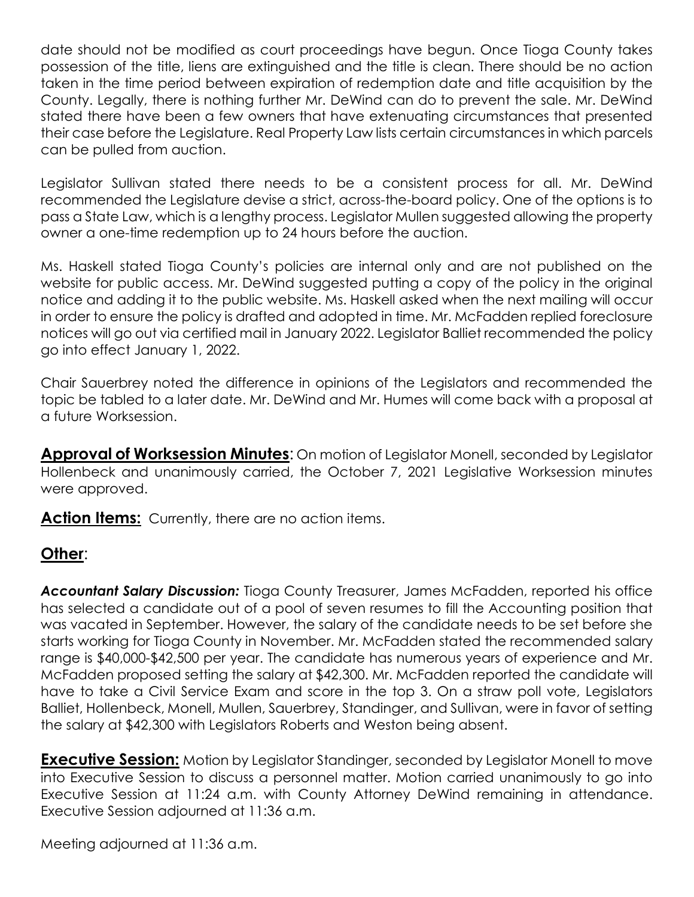date should not be modified as court proceedings have begun. Once Tioga County takes possession of the title, liens are extinguished and the title is clean. There should be no action taken in the time period between expiration of redemption date and title acquisition by the County. Legally, there is nothing further Mr. DeWind can do to prevent the sale. Mr. DeWind stated there have been a few owners that have extenuating circumstances that presented their case before the Legislature. Real Property Law lists certain circumstances in which parcels can be pulled from auction.

Legislator Sullivan stated there needs to be a consistent process for all. Mr. DeWind recommended the Legislature devise a strict, across-the-board policy. One of the options is to pass a State Law, which is a lengthy process. Legislator Mullen suggested allowing the property owner a one-time redemption up to 24 hours before the auction.

Ms. Haskell stated Tioga County's policies are internal only and are not published on the website for public access. Mr. DeWind suggested putting a copy of the policy in the original notice and adding it to the public website. Ms. Haskell asked when the next mailing will occur in order to ensure the policy is drafted and adopted in time. Mr. McFadden replied foreclosure notices will go out via certified mail in January 2022. Legislator Balliet recommended the policy go into effect January 1, 2022.

Chair Sauerbrey noted the difference in opinions of the Legislators and recommended the topic be tabled to a later date. Mr. DeWind and Mr. Humes will come back with a proposal at a future Worksession.

**Approval of Worksession Minutes**: On motion of Legislator Monell, seconded by Legislator Hollenbeck and unanimously carried, the October 7, 2021 Legislative Worksession minutes were approved.

**Action Items:** Currently, there are no action items.

## Other:

***Accountant Salary Discussion:*** Tioga County Treasurer, James McFadden, reported his office has selected a candidate out of a pool of seven resumes to fill the Accounting position that was vacated in September. However, the salary of the candidate needs to be set before she starts working for Tioga County in November. Mr. McFadden stated the recommended salary range is $40,000-$42,500 per year. The candidate has numerous years of experience and Mr. McFadden proposed setting the salary at $42,300. Mr. McFadden reported the candidate will have to take a Civil Service Exam and score in the top 3. On a straw poll vote, Legislators Balliet, Hollenbeck, Monell, Mullen, Sauerbrey, Standinger, and Sullivan, were in favor of setting the salary at $42,300 with Legislators Roberts and Weston being absent.

**Executive Session:** Motion by Legislator Standinger, seconded by Legislator Monell to move into Executive Session to discuss a personnel matter. Motion carried unanimously to go into Executive Session at 11:24 a.m. with County Attorney DeWind remaining in attendance. Executive Session adjourned at 11:36 a.m.

Meeting adjourned at 11:36 a.m.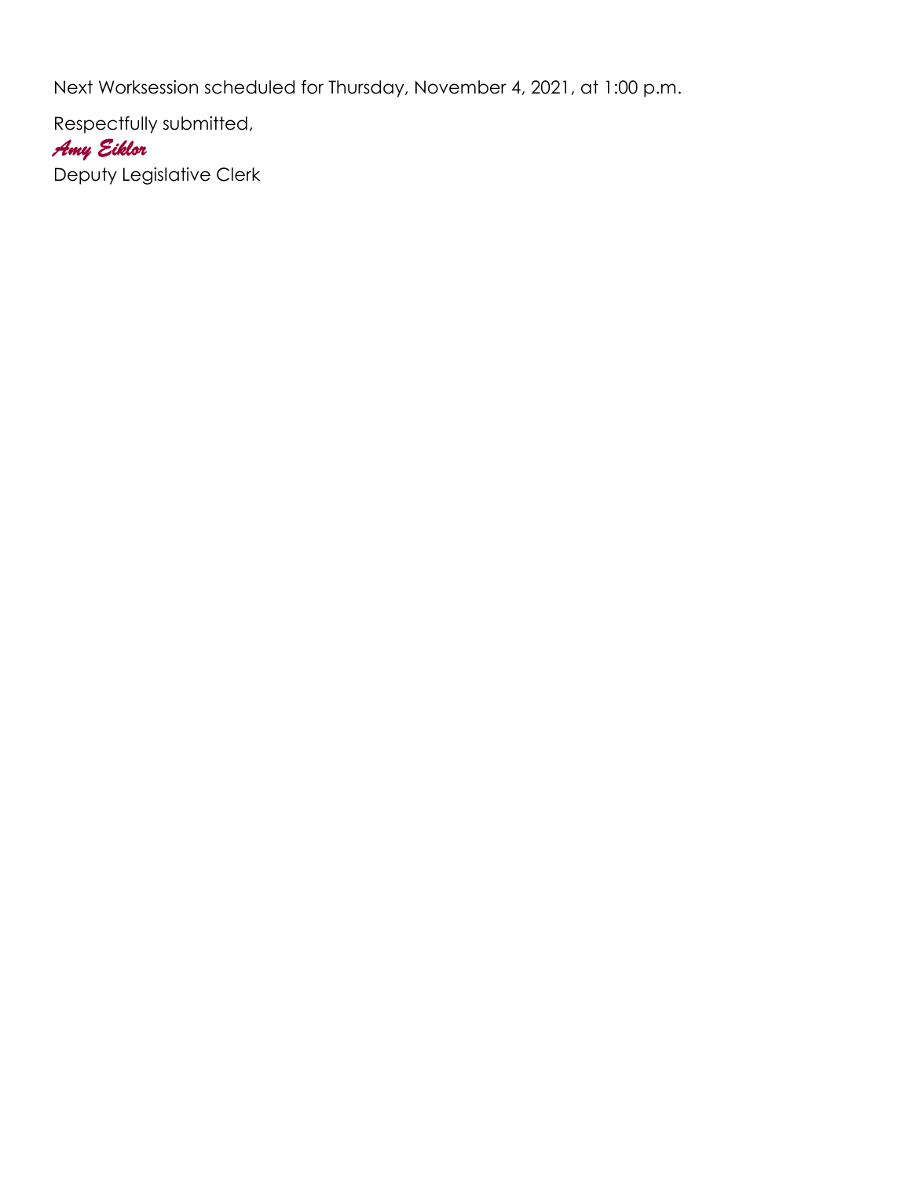Next Worksession scheduled for Thursday, November 4, 2021, at 1:00 p.m.

Respectfully submitted,

*Amy Eiklor*

Deputy Legislative Clerk